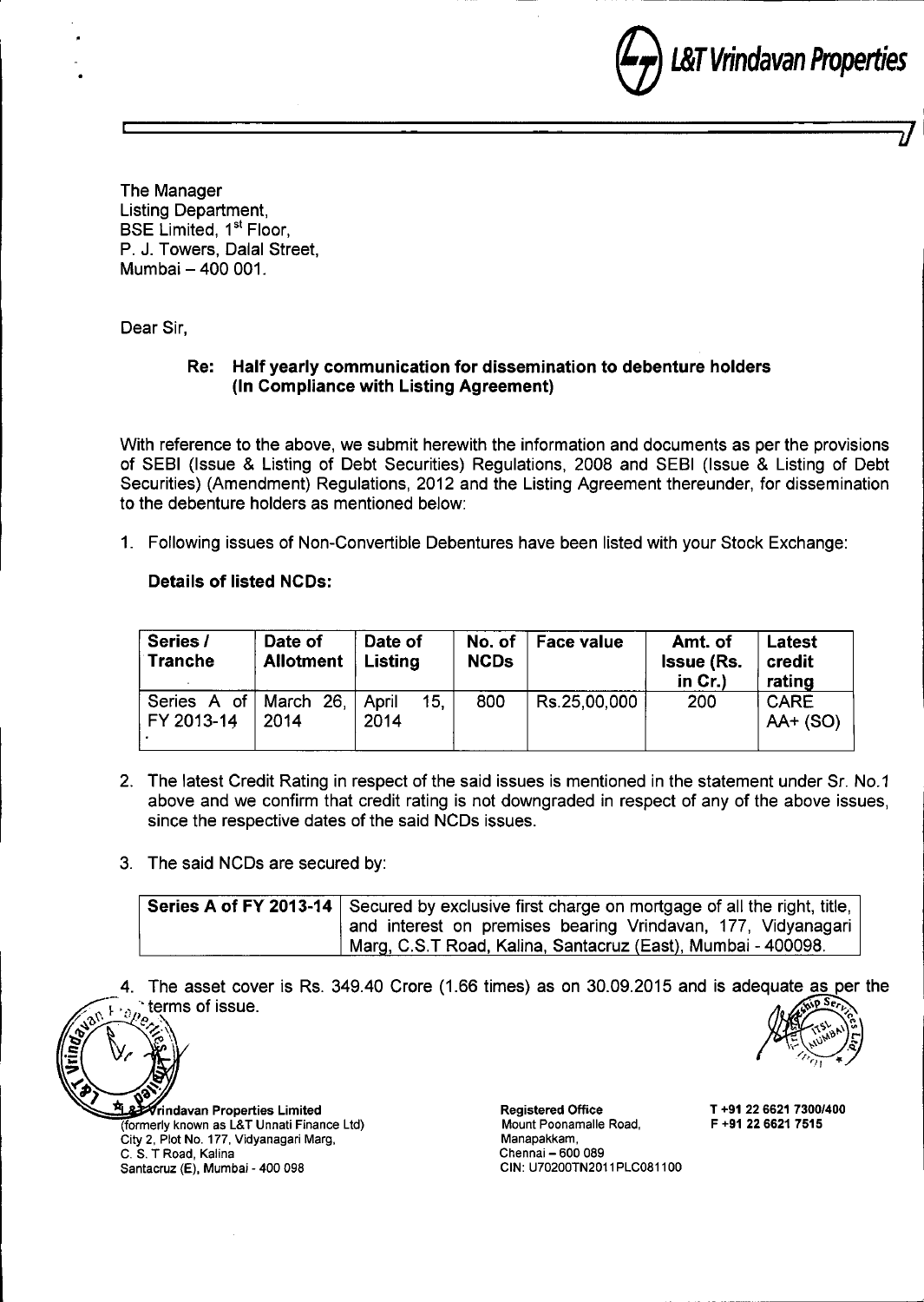The Manager
Listing Department,
BSE Limited, 1st Floor,
P. J. Towers, Dalal Street,
Mumbai – 400 001.

Dear Sir,

**Re: Half yearly communication for dissemination to debenture holders (In Compliance with Listing Agreement)**

With reference to the above, we submit herewith the information and documents as per the provisions of SEBI (Issue & Listing of Debt Securities) Regulations, 2008 and SEBI (Issue & Listing of Debt Securities) (Amendment) Regulations, 2012 and the Listing Agreement thereunder, for dissemination to the debenture holders as mentioned below:

1. Following issues of Non-Convertible Debentures have been listed with your Stock Exchange:

**Details of listed NCDs:**

| Series / Tranche | Date of Allotment | Date of Listing | No. of NCDs | Face value | Amt. of Issue (Rs. in Cr.) | Latest credit rating |
|---|---|---|---|---|---|---|
| Series A of FY 2013-14 | March 26, 2014 | April 15, 2014 | 800 | Rs.25,00,000 | 200 | CARE AA+ (SO) |

2. The latest Credit Rating in respect of the said issues is mentioned in the statement under Sr. No.1 above and we confirm that credit rating is not downgraded in respect of any of the above issues, since the respective dates of the said NCDs issues.

3. The said NCDs are secured by:

| **Series A of FY 2013-14** | Secured by exclusive first charge on mortgage of all the right, title, and interest on premises bearing Vrindavan, 177, Vidyanagari Marg, C.S.T Road, Kalina, Santacruz (East), Mumbai - 400098. |
|---|---|

4. The asset cover is Rs. 349.40 Crore (1.66 times) as on 30.09.2015 and is adequate as per the terms of issue.

L&T Vrindavan Properties Limited
(formerly known as L&T Unnati Finance Ltd)
City 2, Plot No. 177, Vidyanagari Marg,
C. S. T Road, Kalina
Santacruz (E), Mumbai - 400 098

Registered Office
Mount Poonamalle Road,
Manapakkam,
Chennai – 600 089
CIN: U70200TN2011PLC081100

T +91 22 6621 7300/400
F +91 22 6621 7515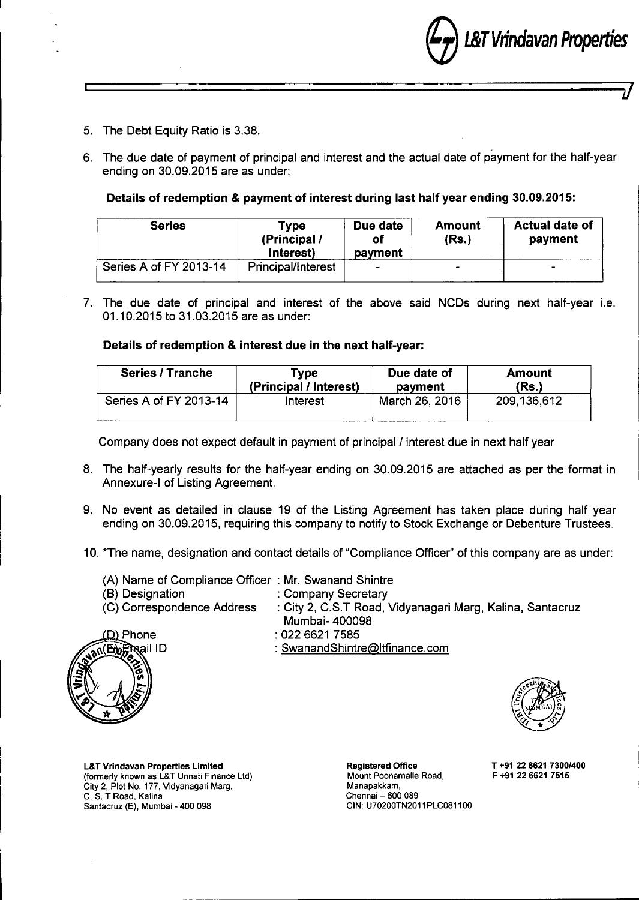5. The Debt Equity Ratio is 3.38.

6. The due date of payment of principal and interest and the actual date of payment for the half-year ending on 30.09.2015 are as under:

**Details of redemption & payment of interest during last half year ending 30.09.2015:**

| Series | Type (Principal / Interest) | Due date of payment | Amount (Rs.) | Actual date of payment |
|---|---|---|---|---|
| Series A of FY 2013-14 | Principal/Interest | - | - | - |

7. The due date of principal and interest of the above said NCDs during next half-year i.e. 01.10.2015 to 31.03.2015 are as under:

**Details of redemption & interest due in the next half-year:**

| Series / Tranche | Type (Principal / Interest) | Due date of payment | Amount (Rs.) |
|---|---|---|---|
| Series A of FY 2013-14 | Interest | March 26, 2016 | 209,136,612 |

Company does not expect default in payment of principal / interest due in next half year

8. The half-yearly results for the half-year ending on 30.09.2015 are attached as per the format in Annexure-I of Listing Agreement.

9. No event as detailed in clause 19 of the Listing Agreement has taken place during half year ending on 30.09.2015, requiring this company to notify to Stock Exchange or Debenture Trustees.

10. *The name, designation and contact details of "Compliance Officer" of this company are as under:

(A) Name of Compliance Officer : Mr. Swanand Shintre
(B) Designation : Company Secretary
(C) Correspondence Address : City 2, C.S.T Road, Vidyanagari Marg, Kalina, Santacruz Mumbai- 400098
(D) Phone : 022 6621 7585
(E) Email ID : SwanandShintre@ltfinance.com

**L&T Vrindavan Properties Limited**
(formerly known as L&T Unnati Finance Ltd)
City 2, Plot No. 177, Vidyanagari Marg,
C. S. T Road, Kalina
Santacruz (E), Mumbai - 400 098

**Registered Office**
Mount Poonamalle Road,
Manapakkam,
Chennai – 600 089
CIN: U70200TN2011PLC081100

**T** +91 22 6621 7300/400
**F** +91 22 6621 7515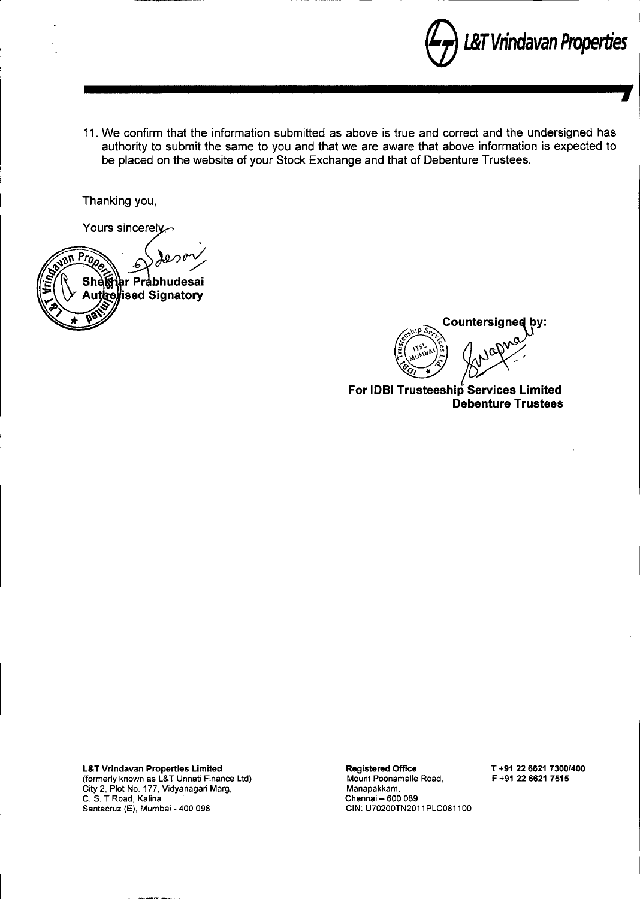11. We confirm that the information submitted as above is true and correct and the undersigned has authority to submit the same to you and that we are aware that above information is expected to be placed on the website of your Stock Exchange and that of Debenture Trustees.

Thanking you,

Yours sincerely,

**Shekhar Prabhudesai**
**Authorised Signatory**

**Countersigned by:**

**For IDBI Trusteeship Services Limited**
**Debenture Trustees**

**L&T Vrindavan Properties Limited**
(formerly known as L&T Unnati Finance Ltd)
City 2, Plot No. 177, Vidyanagari Marg,
C. S. T Road, Kalina
Santacruz (E), Mumbai - 400 098

**Registered Office**
Mount Poonamalle Road,
Manapakkam,
Chennai – 600 089
CIN: U70200TN2011PLC081100

**T +91 22 6621 7300/400**
**F +91 22 6621 7515**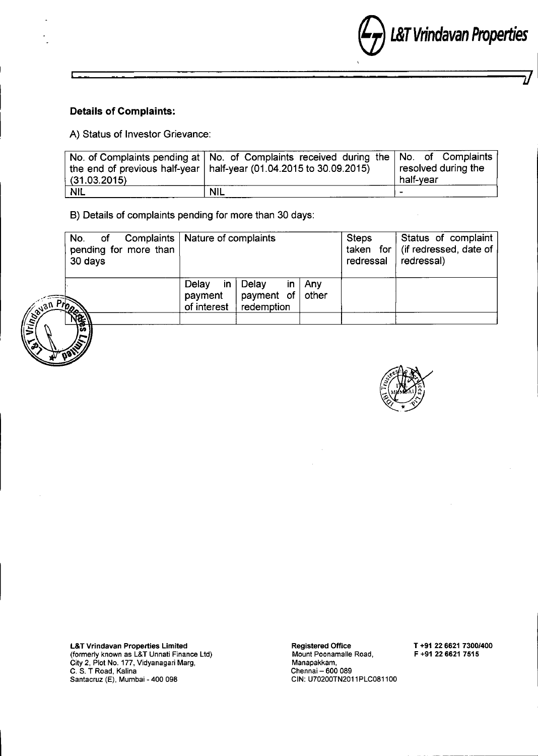**Details of Complaints:**

A) Status of Investor Grievance:

| No. of Complaints pending at the end of previous half-year (31.03.2015) | No. of Complaints received during the half-year (01.04.2015 to 30.09.2015) | No. of Complaints resolved during the half-year |
|---|---|---|
| NIL | NIL | - |

B) Details of complaints pending for more than 30 days:

| No. of Complaints pending for more than 30 days | Nature of complaints | | | Steps taken for redressal | Status of complaint (if redressed, date of redressal) |
|---|---|---|---|---|---|
| | Delay in payment of interest | Delay in payment of redemption | Any other | | |
| Nil | | | | | |

**L&T Vrindavan Properties Limited**
(formerly known as L&T Unnati Finance Ltd)
City 2, Plot No. 177, Vidyanagari Marg,
C. S. T Road, Kalina
Santacruz (E), Mumbai - 400 098

**Registered Office**
Mount Poonamalle Road,
Manapakkam,
Chennai – 600 089
CIN: U70200TN2011PLC081100

T +91 22 6621 7300/400
F +91 22 6621 7515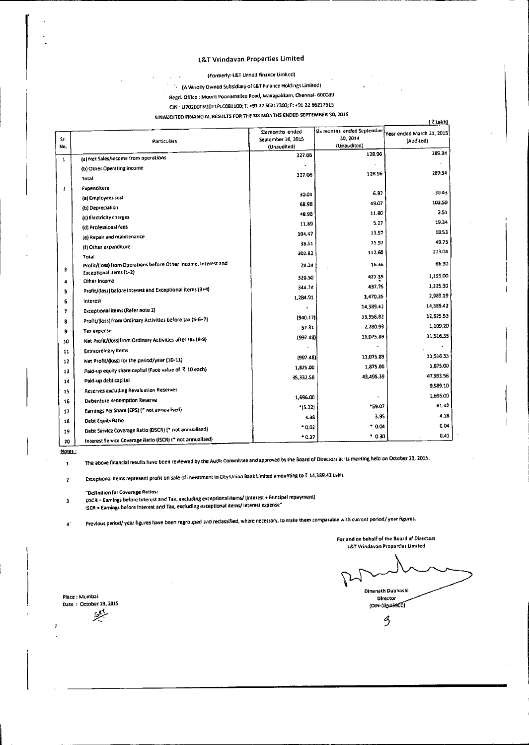# L&T Vrindavan Properties Limited

(Formerly: L&T Unnati Finance Limited)

(A Wholly Owned Subsidiary of L&T Finance Holdings Limited)

Regd. Office : Mount Poonamallee Road, Manapakkam, Chennai- 600089

CIN : U70200TN2011PLC081100; T: +91 22 66217300; F: +91 22 66217515

## UNAUDITED FINANCIAL RESULTS FOR THE SIX MONTHS ENDED SEPTEMBER 30, 2015

(₹ Lakh)

| Sr. No. | Particulars | Six months ended September 30, 2015 (Unaudited) | Six months ended September 30, 2014 (Unaudited) | Year ended March 31, 2015 (Audited) |
|---|---|---|---|---|
| 1 | (a) Net Sales/Income from operations | 327.06 | 128.96 | 289.34 |
| | (b) Other Operating Income | - | - | - |
| | Total | 327.06 | 128.96 | 289.34 |
| 2 | Expenditure | | | |
| | (a) Employees cost | 30.01 | 6.97 | 30.43 |
| | (b) Depreciation | 68.96 | 49.07 | 102.50 |
| | (c) Electricity charges | 48.98 | 11.80 | 2.51 |
| | (d) Professional fees | 11.89 | 5.27 | 19.34 |
| | (e) Repair and maintenance | 104.47 | 13.57 | 18.53 |
| | (f) Other expenditure | 38.51 | 25.92 | 49.73 |
| | Total | 302.82 | 112.60 | 223.04 |
| 3 | Profit/(loss) from Operations before Other Income, Interest and Exceptional Items (1-2) | 24.24 | 16.36 | 66.30 |
| 4 | Other Income | 320.50 | 421.39 | 1,159.00 |
| 5 | Profit/(loss) before Interest and Exceptional Items (3+4) | 344.74 | 437.75 | 1,225.30 |
| 6 | Interest | 1,284.91 | 1,470.35 | 2,989.19 |
| 7 | Exceptional items (Refer note 2) | - | 14,389.42 | 14,389.42 |
| 8 | Profit/(loss) from Ordinary Activities before tax (5-6+7) | (940.17) | 13,356.82 | 12,625.53 |
| 9 | Tax expense | 57.31 | 2,280.93 | 1,109.20 |
| 10 | Net Profit/(loss)from Ordinary Activities after tax (8-9) | (997.48) | 11,075.89 | 11,516.33 |
| 11 | Extraordinary items | - | - | - |
| 12 | Net Profit/(loss) for the period/year (10-11) | (997.48) | 11,075.89 | 11,516.33 |
| 13 | Paid-up equity share capital (Face value of ₹ 10 each) | 1,875.00 | 1,875.00 | 1,875.00 |
| 14 | Paid-up debt capital | 35,332.58 | 43,495.39 | 47,933.56 |
| 15 | Reserves excluding Revaluation Reserves | | | 9,589.10 |
| 16 | Debenture Redemption Reserve | 1,696.00 | - | 1,696.00 |
| 17 | Earnings Per Share (EPS) (* not annualised) | *(5.32) | *59.07 | 61.42 |
| 18 | Debt Equity Ratio | 3.38 | 3.95 | 4.18 |
| 19 | Debt Service Coverage Ratio (DSCR) (* not annualised) | * 0.02 | * 0.04 | 0.04 |
| 20 | Interest Service Coverage Ratio (ISCR) (* not annualised) | * 0.27 | * 0.30 | 0.41 |

Notes :

1. The above financial results have been reviewed by the Audit Committee and approved by the Board of Directors at its meeting held on October 23, 2015.
2. Exceptional items represent profit on sale of investment in City Union Bank Limited amounting to ₹ 14,389.42 Lakh.
3. "Definition for Coverage Ratios:
   DSCR = Earnings before Interest and Tax, excluding exceptional items/ (Interest + Principal repayment)
   ISCR = Earnings before Interest and Tax, excluding exceptional items/ Interest expense"
4. Previous period/ year figures have been regrouped and reclassified, where necessary, to make them comparable with current period/ year figures.

For and on behalf of the Board of Directors
L&T Vrindavan Properties Limited

Dinanath Dubhashi
Director
(DIN-03545900)

Place : Mumbai
Date : October 23, 2015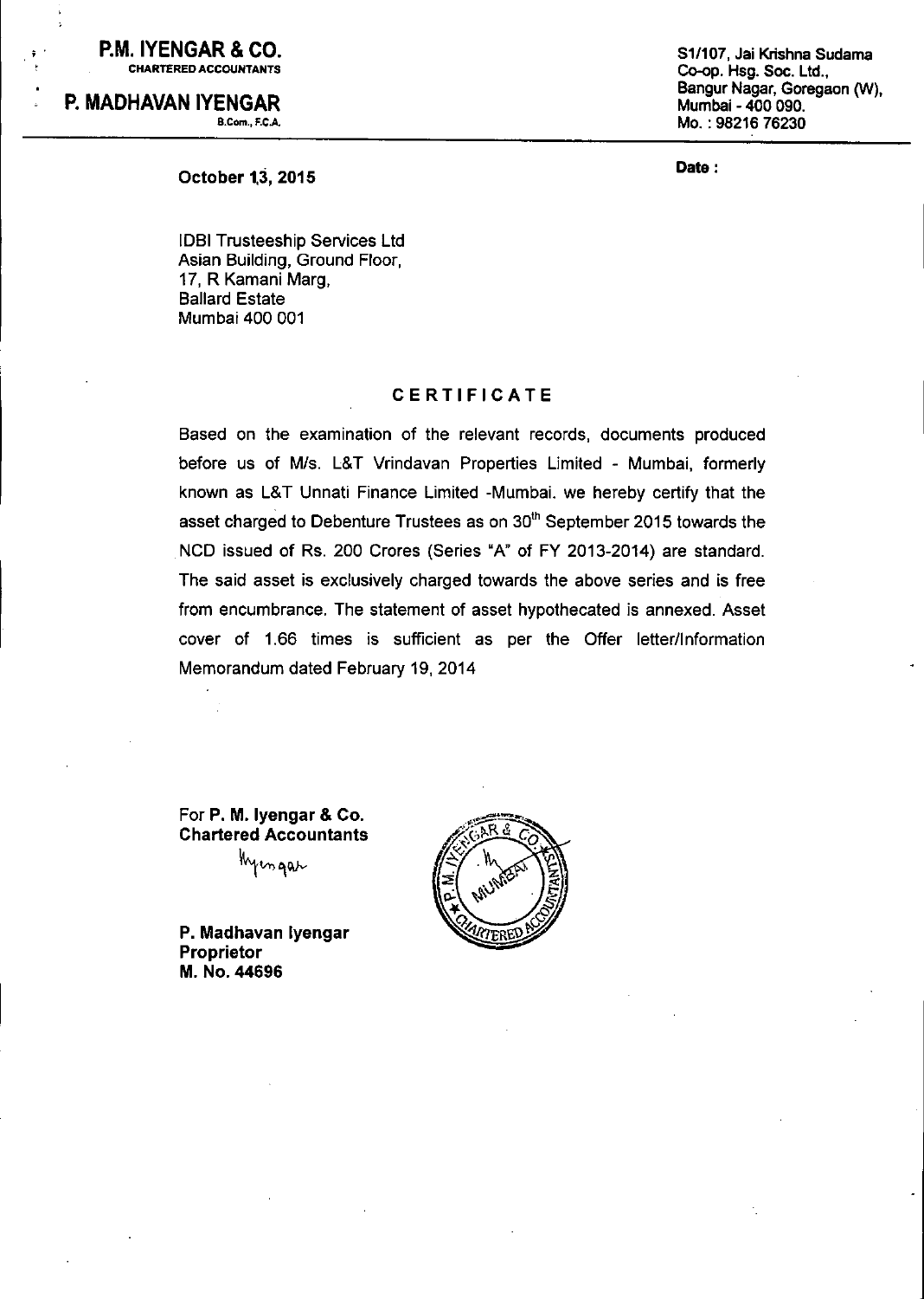**P.M. IYENGAR & CO.**
**CHARTERED ACCOUNTANTS**

**P. MADHAVAN IYENGAR**
B.Com., F.C.A.

S1/107, Jai Krishna Sudama
Co-op. Hsg. Soc. Ltd.,
Bangur Nagar, Goregaon (W),
Mumbai - 400 090.
Mo. : 98216 76230

**October 13, 2015**

**Date :**

IDBI Trusteeship Services Ltd
Asian Building, Ground Floor,
17, R Kamani Marg,
Ballard Estate
Mumbai 400 001

## CERTIFICATE

Based on the examination of the relevant records, documents produced before us of M/s. L&T Vrindavan Properties Limited - Mumbai, formerly known as L&T Unnati Finance Limited -Mumbai. we hereby certify that the asset charged to Debenture Trustees as on 30th September 2015 towards the NCD issued of Rs. 200 Crores (Series "A" of FY 2013-2014) are standard. The said asset is exclusively charged towards the above series and is free from encumbrance. The statement of asset hypothecated is annexed. Asset cover of 1.66 times is sufficient as per the Offer letter/Information Memorandum dated February 19, 2014

For **P. M. Iyengar & Co.**
**Chartered Accountants**

**P. Madhavan Iyengar**
**Proprietor**
**M. No. 44696**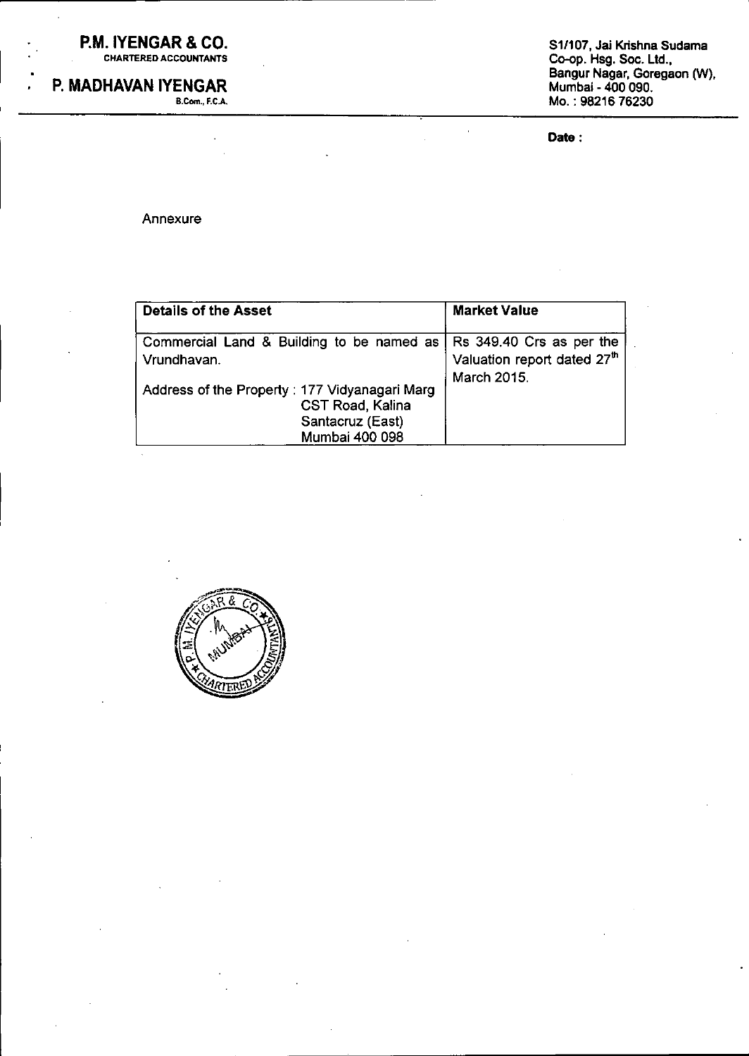**P.M. IYENGAR & CO.**
CHARTERED ACCOUNTANTS

**P. MADHAVAN IYENGAR**
B.Com., F.C.A.

S1/107, Jai Krishna Sudama
Co-op. Hsg. Soc. Ltd.,
Bangur Nagar, Goregaon (W),
Mumbai - 400 090.
Mo. : 98216 76230

**Date :**

Annexure

| **Details of the Asset** | **Market Value** |
|---|---|
| Commercial Land & Building to be named as Vrundhavan.<br><br>Address of the Property : 177 Vidyanagari Marg CST Road, Kalina Santacruz (East) Mumbai 400 098 | Rs 349.40 Crs as per the Valuation report dated 27th March 2015. |